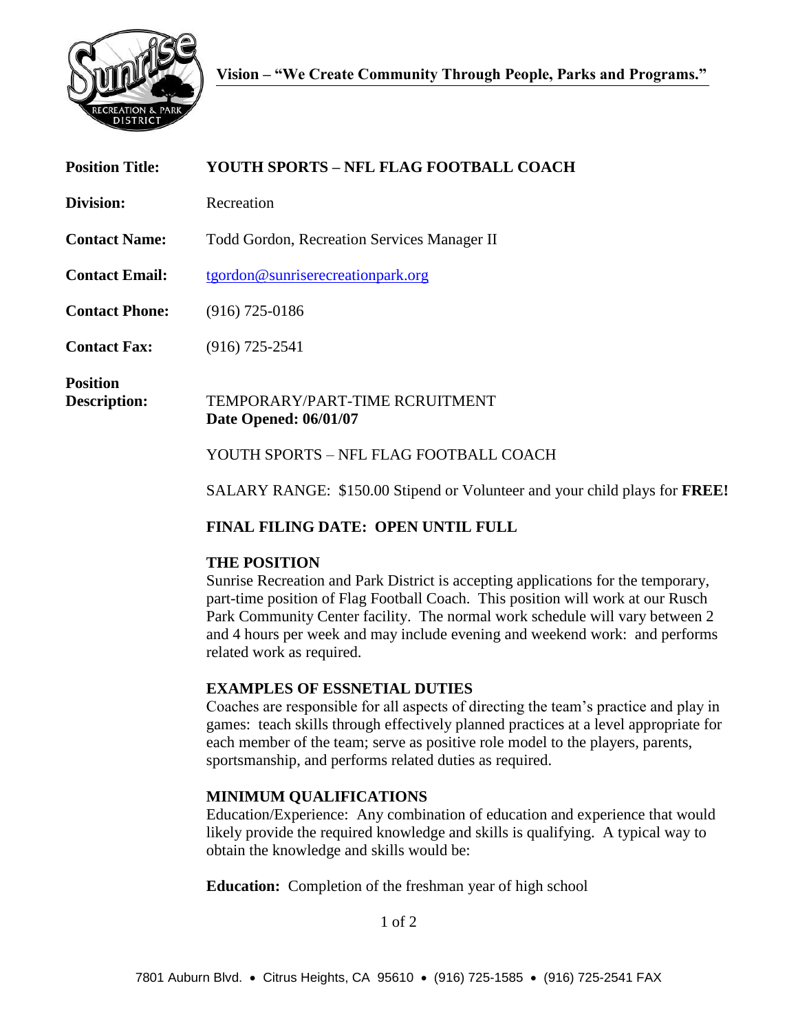**Vision – "We Create Community Through People, Parks and Programs."**

| | |
|---|---|
| **Position Title:** | **YOUTH SPORTS – NFL FLAG FOOTBALL COACH** |
| **Division:** | Recreation |
| **Contact Name:** | Todd Gordon, Recreation Services Manager II |
| **Contact Email:** | tgordon@sunriserecreationpark.org |
| **Contact Phone:** | (916) 725-0186 |
| **Contact Fax:** | (916) 725-2541 |

**Position Description:**

TEMPORARY/PART-TIME RCRUITMENT
**Date Opened: 06/01/07**

YOUTH SPORTS – NFL FLAG FOOTBALL COACH

SALARY RANGE: $150.00 Stipend or Volunteer and your child plays for **FREE!**

**FINAL FILING DATE: OPEN UNTIL FULL**

**THE POSITION**

Sunrise Recreation and Park District is accepting applications for the temporary, part-time position of Flag Football Coach. This position will work at our Rusch Park Community Center facility. The normal work schedule will vary between 2 and 4 hours per week and may include evening and weekend work: and performs related work as required.

**EXAMPLES OF ESSNETIAL DUTIES**

Coaches are responsible for all aspects of directing the team's practice and play in games: teach skills through effectively planned practices at a level appropriate for each member of the team; serve as positive role model to the players, parents, sportsmanship, and performs related duties as required.

**MINIMUM QUALIFICATIONS**

Education/Experience: Any combination of education and experience that would likely provide the required knowledge and skills is qualifying. A typical way to obtain the knowledge and skills would be:

**Education:** Completion of the freshman year of high school

7801 Auburn Blvd. • Citrus Heights, CA 95610 • (916) 725-1585 • (916) 725-2541 FAX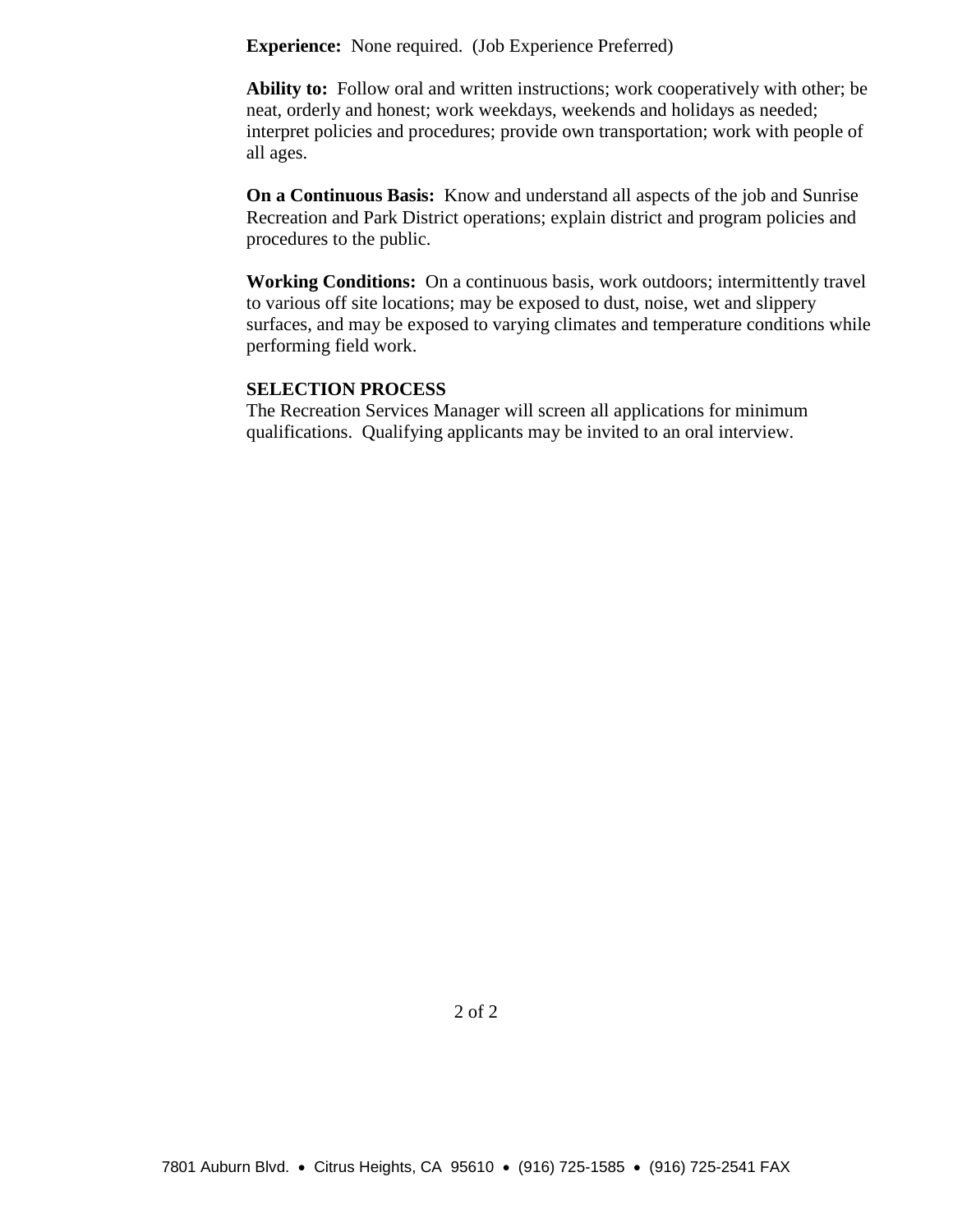**Experience:** None required. (Job Experience Preferred)

**Ability to:** Follow oral and written instructions; work cooperatively with other; be neat, orderly and honest; work weekdays, weekends and holidays as needed; interpret policies and procedures; provide own transportation; work with people of all ages.

**On a Continuous Basis:** Know and understand all aspects of the job and Sunrise Recreation and Park District operations; explain district and program policies and procedures to the public.

**Working Conditions:** On a continuous basis, work outdoors; intermittently travel to various off site locations; may be exposed to dust, noise, wet and slippery surfaces, and may be exposed to varying climates and temperature conditions while performing field work.

**SELECTION PROCESS**

The Recreation Services Manager will screen all applications for minimum qualifications. Qualifying applicants may be invited to an oral interview.

7801 Auburn Blvd. • Citrus Heights, CA 95610 • (916) 725-1585 • (916) 725-2541 FAX